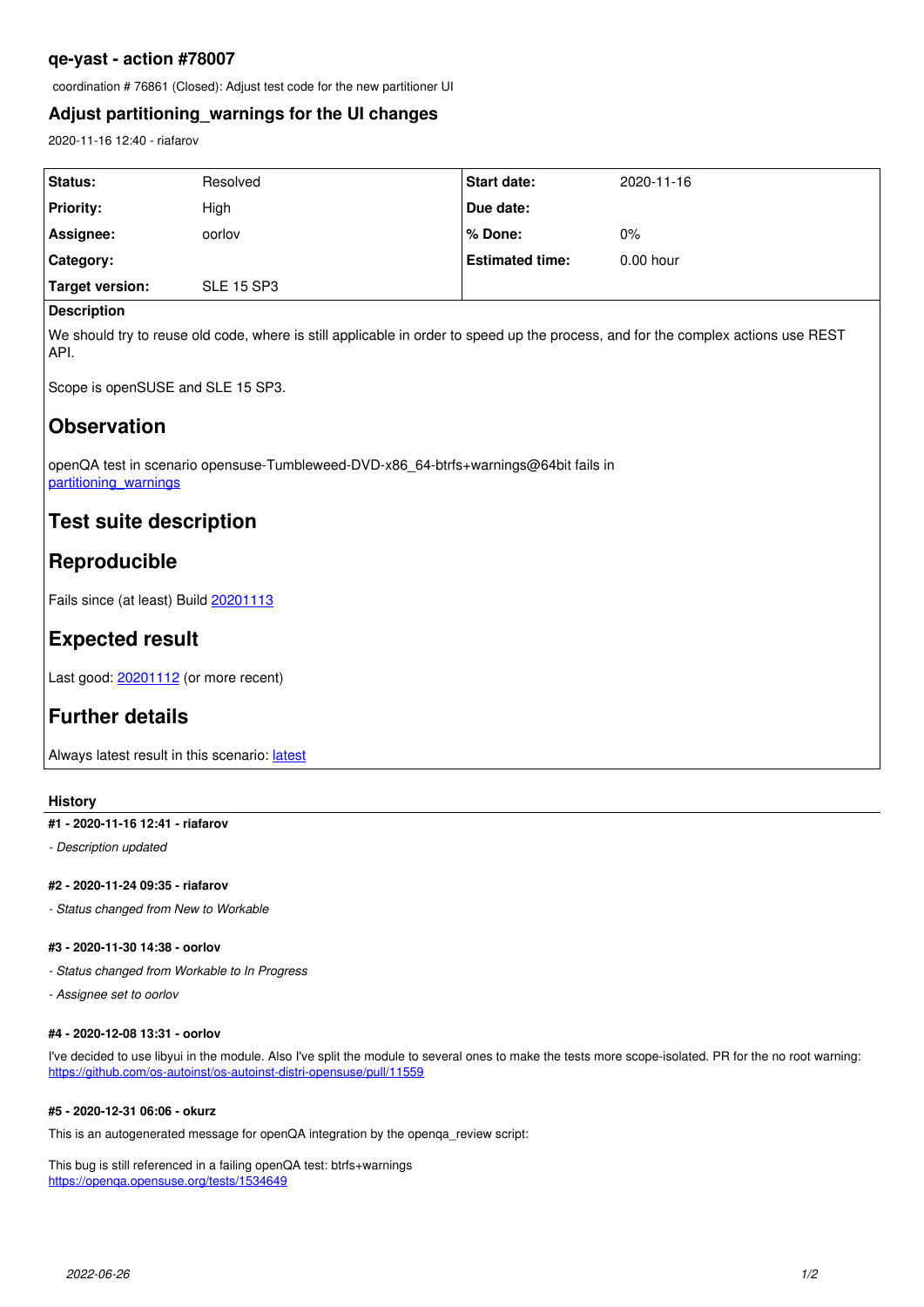## qe-yast - action #78007

coordination # 76861 (Closed): Adjust test code for the new partitioner UI

## Adjust partitioning_warnings for the UI changes

2020-11-16 12:40 - riafarov

| | | | |
|---|---|---|---|
| **Status:** | Resolved | **Start date:** | 2020-11-16 |
| **Priority:** | High | **Due date:** | |
| **Assignee:** | oorlov | **% Done:** | 0% |
| **Category:** | | **Estimated time:** | 0.00 hour |
| **Target version:** | SLE 15 SP3 | | |

**Description**

We should try to reuse old code, where is still applicable in order to speed up the process, and for the complex actions use REST API.

Scope is openSUSE and SLE 15 SP3.

## Observation

openQA test in scenario opensuse-Tumbleweed-DVD-x86_64-btrfs+warnings@64bit fails in partitioning_warnings

## Test suite description

## Reproducible

Fails since (at least) Build 20201113

## Expected result

Last good: 20201112 (or more recent)

## Further details

Always latest result in this scenario: latest

### History

#### #1 - 2020-11-16 12:41 - riafarov

*- Description updated*

#### #2 - 2020-11-24 09:35 - riafarov

*- Status changed from New to Workable*

#### #3 - 2020-11-30 14:38 - oorlov

*- Status changed from Workable to In Progress*

*- Assignee set to oorlov*

#### #4 - 2020-12-08 13:31 - oorlov

I've decided to use libyui in the module. Also I've split the module to several ones to make the tests more scope-isolated. PR for the no root warning: https://github.com/os-autoinst/os-autoinst-distri-opensuse/pull/11559

#### #5 - 2020-12-31 06:06 - okurz

This is an autogenerated message for openQA integration by the openqa_review script:

This bug is still referenced in a failing openQA test: btrfs+warnings
https://openqa.opensuse.org/tests/1534649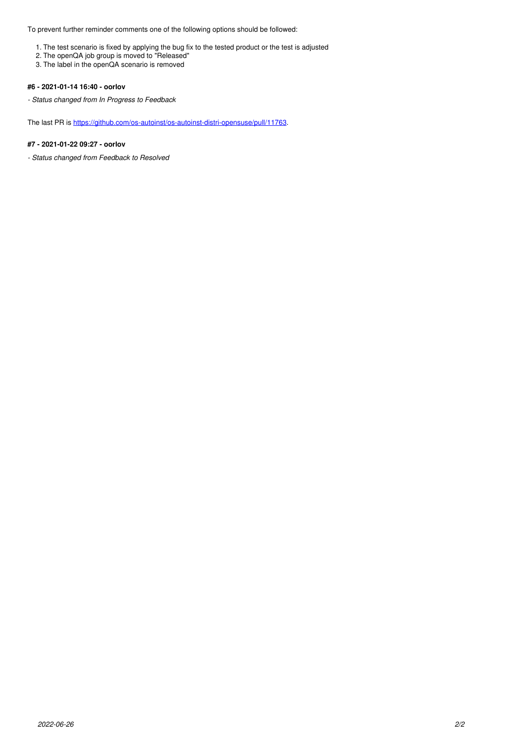To prevent further reminder comments one of the following options should be followed:

1. The test scenario is fixed by applying the bug fix to the tested product or the test is adjusted
2. The openQA job group is moved to "Released"
3. The label in the openQA scenario is removed

#### #6 - 2021-01-14 16:40 - oorlov

*- Status changed from In Progress to Feedback*

The last PR is [https://github.com/os-autoinst/os-autoinst-distri-opensuse/pull/11763](https://github.com/os-autoinst/os-autoinst-distri-opensuse/pull/11763).

#### #7 - 2021-01-22 09:27 - oorlov

*- Status changed from Feedback to Resolved*